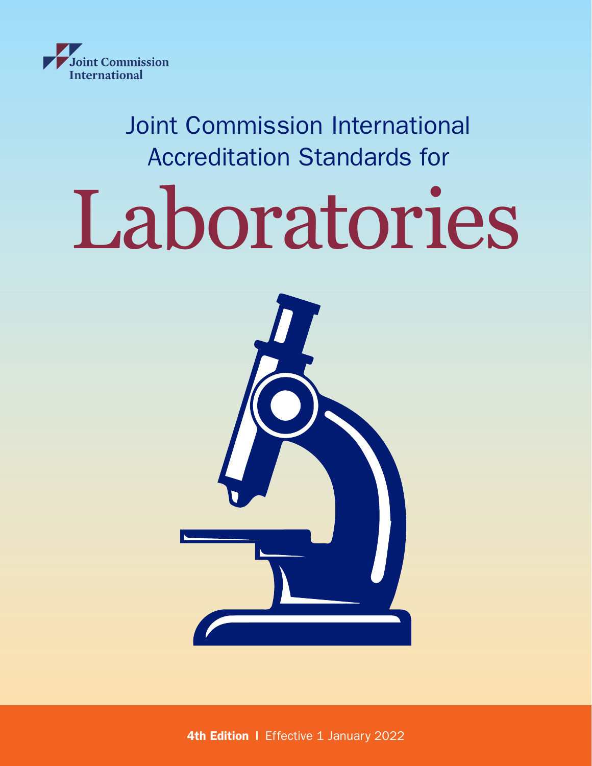Joint Commission International

# Joint Commission International Accreditation Standards for

# Laboratories

**4th Edition** | Effective 1 January 2022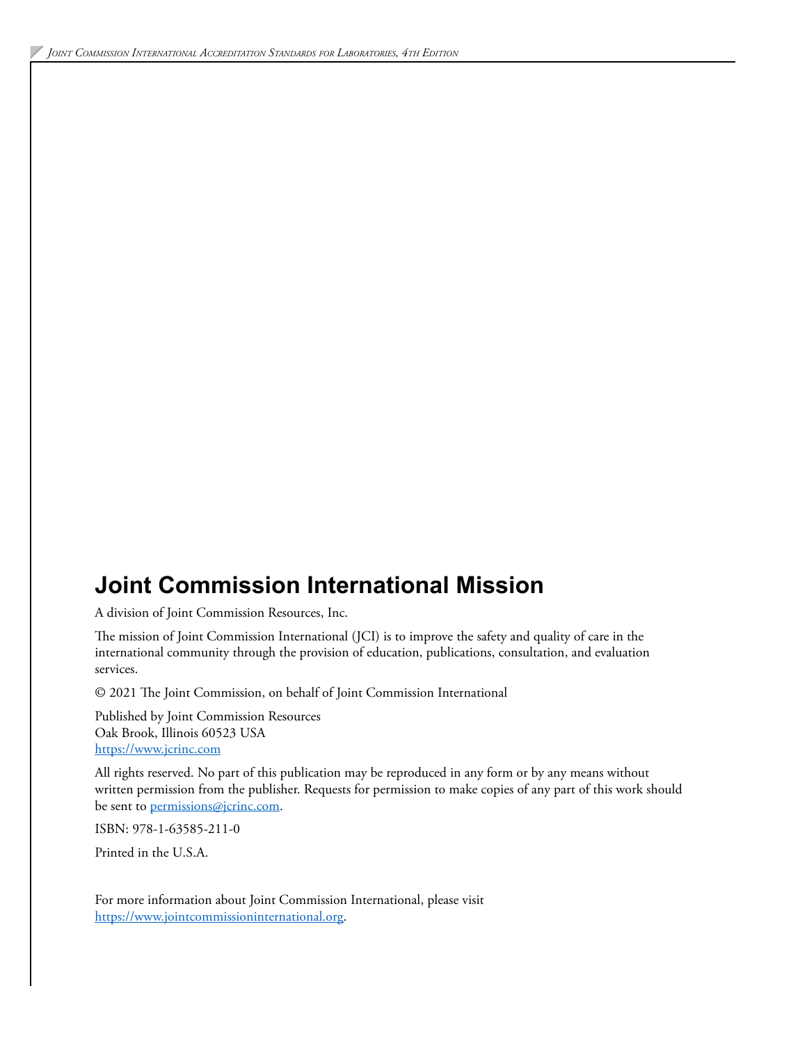# Joint Commission International Mission

A division of Joint Commission Resources, Inc.

The mission of Joint Commission International (JCI) is to improve the safety and quality of care in the international community through the provision of education, publications, consultation, and evaluation services.

© 2021 The Joint Commission, on behalf of Joint Commission International

Published by Joint Commission Resources
Oak Brook, Illinois 60523 USA
https://www.jcrinc.com

All rights reserved. No part of this publication may be reproduced in any form or by any means without written permission from the publisher. Requests for permission to make copies of any part of this work should be sent to permissions@jcrinc.com.

ISBN: 978-1-63585-211-0

Printed in the U.S.A.

For more information about Joint Commission International, please visit https://www.jointcommissioninternational.org.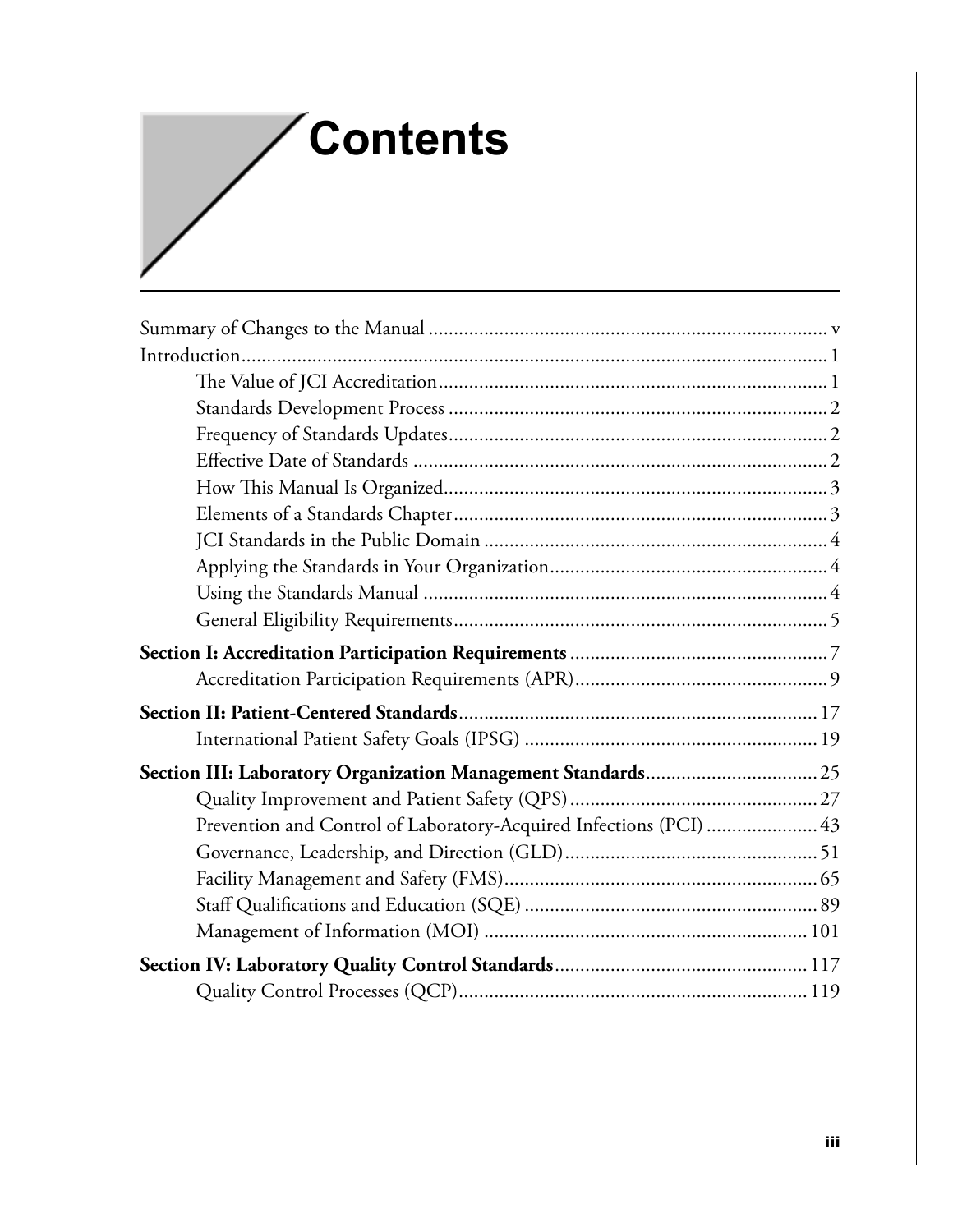# Contents

Summary of Changes to the Manual .............................................................................. v

Introduction................................................................................................................ 1

- The Value of JCI Accreditation............................................................................ 1
- Standards Development Process .......................................................................... 2
- Frequency of Standards Updates.......................................................................... 2
- Effective Date of Standards ................................................................................. 2
- How This Manual Is Organized........................................................................... 3
- Elements of a Standards Chapter......................................................................... 3
- JCI Standards in the Public Domain .................................................................. 4
- Applying the Standards in Your Organization...................................................... 4
- Using the Standards Manual ............................................................................... 4
- General Eligibility Requirements......................................................................... 5

**Section I: Accreditation Participation Requirements** .................................................. 7

- Accreditation Participation Requirements (APR)................................................. 9

**Section II: Patient-Centered Standards**...................................................................... 17

- International Patient Safety Goals (IPSG) ......................................................... 19

**Section III: Laboratory Organization Management Standards**................................. 25

- Quality Improvement and Patient Safety (QPS) ................................................ 27
- Prevention and Control of Laboratory-Acquired Infections (PCI) ..................... 43
- Governance, Leadership, and Direction (GLD)................................................. 51
- Facility Management and Safety (FMS)............................................................. 65
- Staff Qualifications and Education (SQE) ......................................................... 89
- Management of Information (MOI) ............................................................... 101

**Section IV: Laboratory Quality Control Standards**................................................. 117

- Quality Control Processes (QCP).................................................................... 119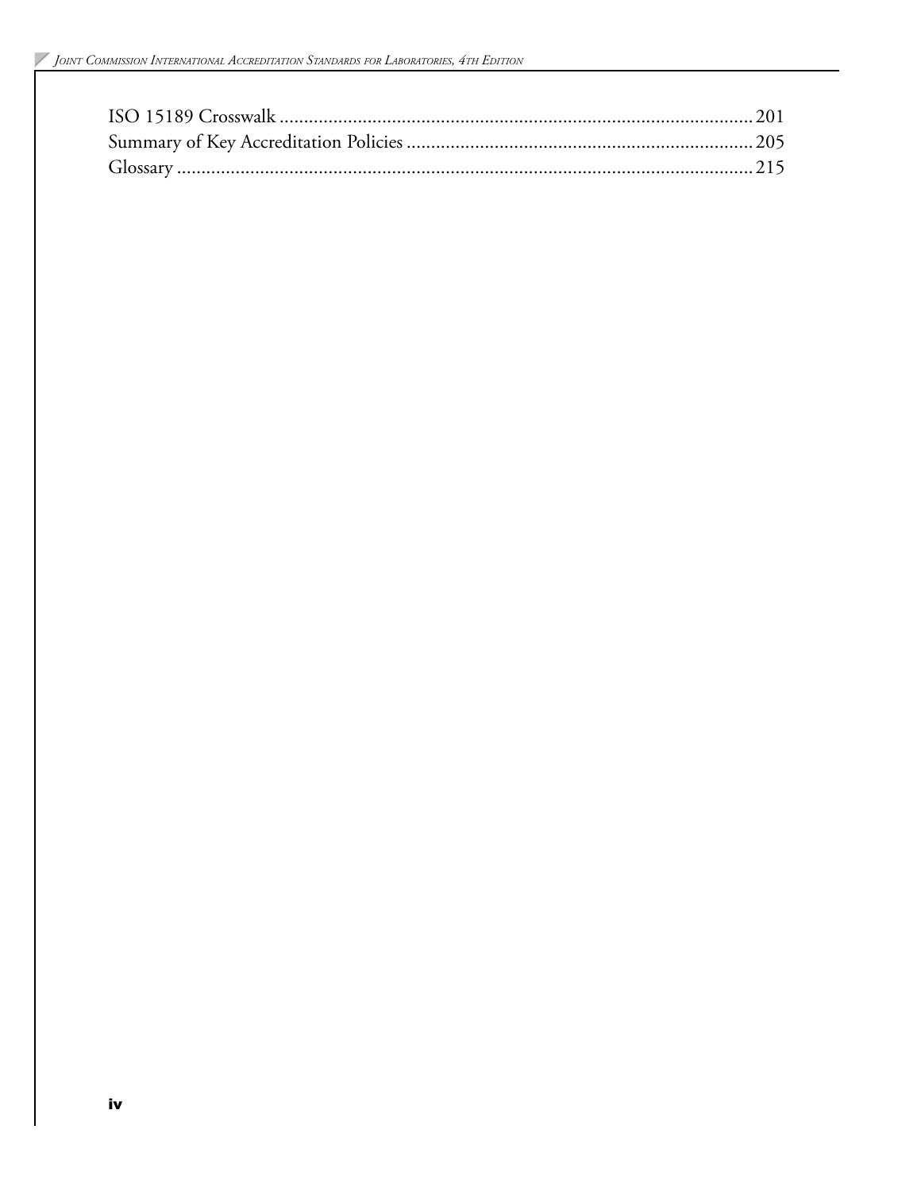ISO 15189 Crosswalk ....................................................................................... 201
Summary of Key Accreditation Policies ..................................................................... 205
Glossary ....................................................................................................... 215